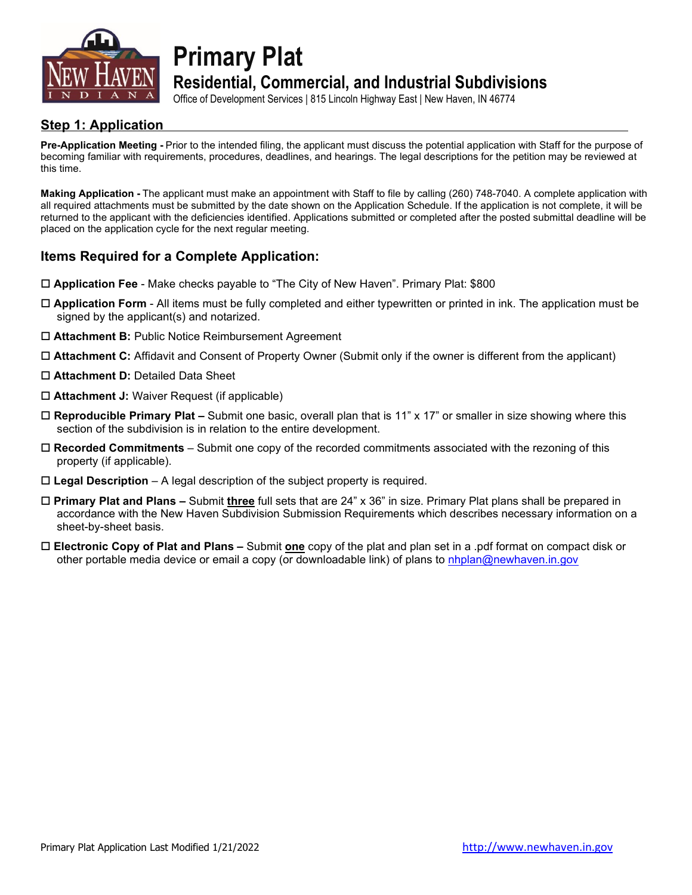# Primary Plat

## Residential, Commercial, and Industrial Subdivisions

Office of Development Services | 815 Lincoln Highway East | New Haven, IN 46774

## Step 1: Application

**Pre-Application Meeting -** Prior to the intended filing, the applicant must discuss the potential application with Staff for the purpose of becoming familiar with requirements, procedures, deadlines, and hearings. The legal descriptions for the petition may be reviewed at this time.

**Making Application -** The applicant must make an appointment with Staff to file by calling (260) 748-7040. A complete application with all required attachments must be submitted by the date shown on the Application Schedule. If the application is not complete, it will be returned to the applicant with the deficiencies identified. Applications submitted or completed after the posted submittal deadline will be placed on the application cycle for the next regular meeting.

### Items Required for a Complete Application:

- ☐ **Application Fee** - Make checks payable to "The City of New Haven". Primary Plat: $800
- ☐ **Application Form** - All items must be fully completed and either typewritten or printed in ink. The application must be signed by the applicant(s) and notarized.
- ☐ **Attachment B:** Public Notice Reimbursement Agreement
- ☐ **Attachment C:** Affidavit and Consent of Property Owner (Submit only if the owner is different from the applicant)
- ☐ **Attachment D:** Detailed Data Sheet
- ☐ **Attachment J:** Waiver Request (if applicable)
- ☐ **Reproducible Primary Plat –** Submit one basic, overall plan that is 11" x 17" or smaller in size showing where this section of the subdivision is in relation to the entire development.
- ☐ **Recorded Commitments** – Submit one copy of the recorded commitments associated with the rezoning of this property (if applicable).
- ☐ **Legal Description** – A legal description of the subject property is required.
- ☐ **Primary Plat and Plans –** Submit **three** full sets that are 24" x 36" in size. Primary Plat plans shall be prepared in accordance with the New Haven Subdivision Submission Requirements which describes necessary information on a sheet-by-sheet basis.
- ☐ **Electronic Copy of Plat and Plans –** Submit **one** copy of the plat and plan set in a .pdf format on compact disk or other portable media device or email a copy (or downloadable link) of plans to nhplan@newhaven.in.gov

Primary Plat Application Last Modified 1/21/2022 http://www.newhaven.in.gov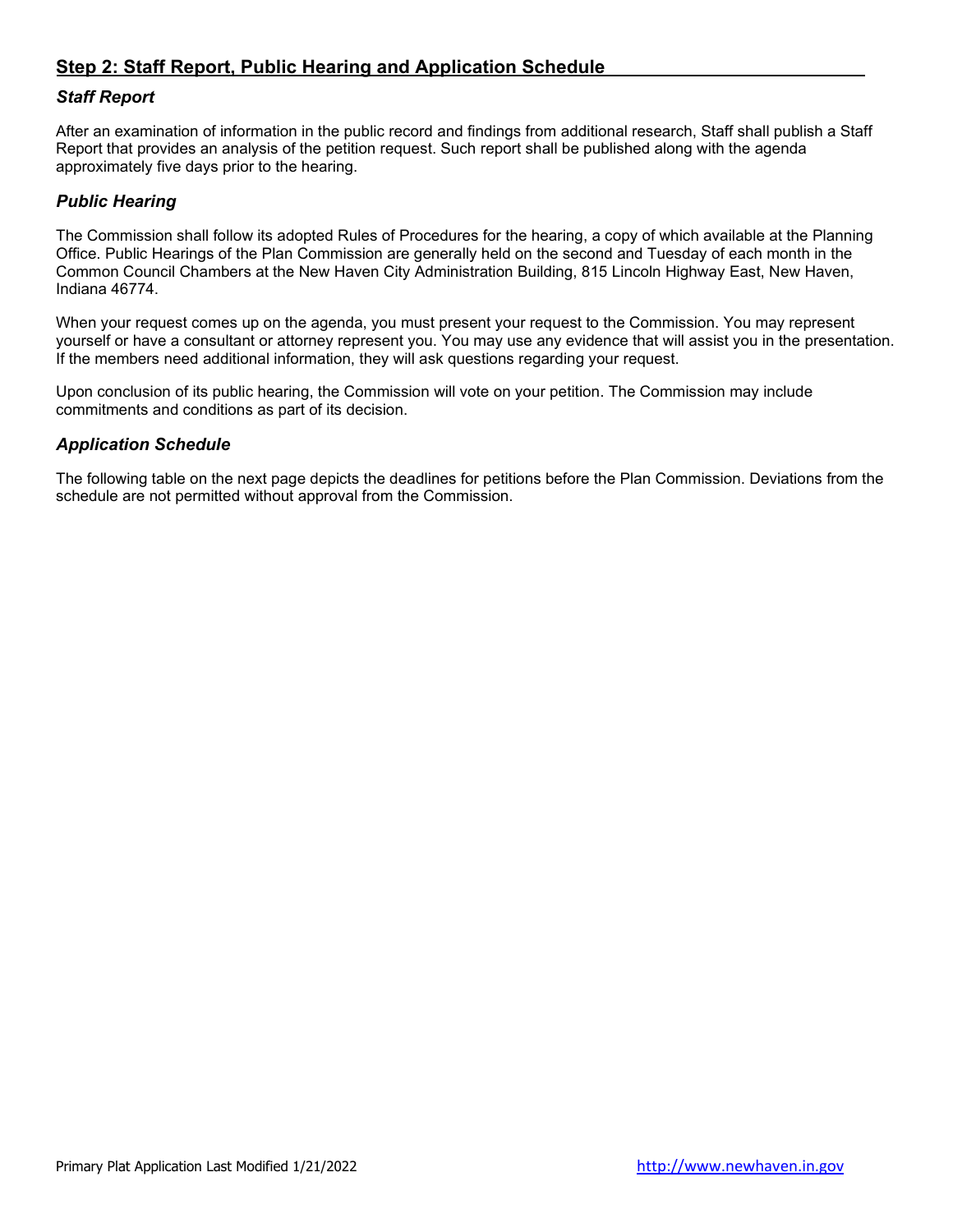## Step 2: Staff Report, Public Hearing and Application Schedule

### *Staff Report*

After an examination of information in the public record and findings from additional research, Staff shall publish a Staff Report that provides an analysis of the petition request. Such report shall be published along with the agenda approximately five days prior to the hearing.

### *Public Hearing*

The Commission shall follow its adopted Rules of Procedures for the hearing, a copy of which available at the Planning Office. Public Hearings of the Plan Commission are generally held on the second and Tuesday of each month in the Common Council Chambers at the New Haven City Administration Building, 815 Lincoln Highway East, New Haven, Indiana 46774.

When your request comes up on the agenda, you must present your request to the Commission. You may represent yourself or have a consultant or attorney represent you. You may use any evidence that will assist you in the presentation. If the members need additional information, they will ask questions regarding your request.

Upon conclusion of its public hearing, the Commission will vote on your petition. The Commission may include commitments and conditions as part of its decision.

### *Application Schedule*

The following table on the next page depicts the deadlines for petitions before the Plan Commission. Deviations from the schedule are not permitted without approval from the Commission.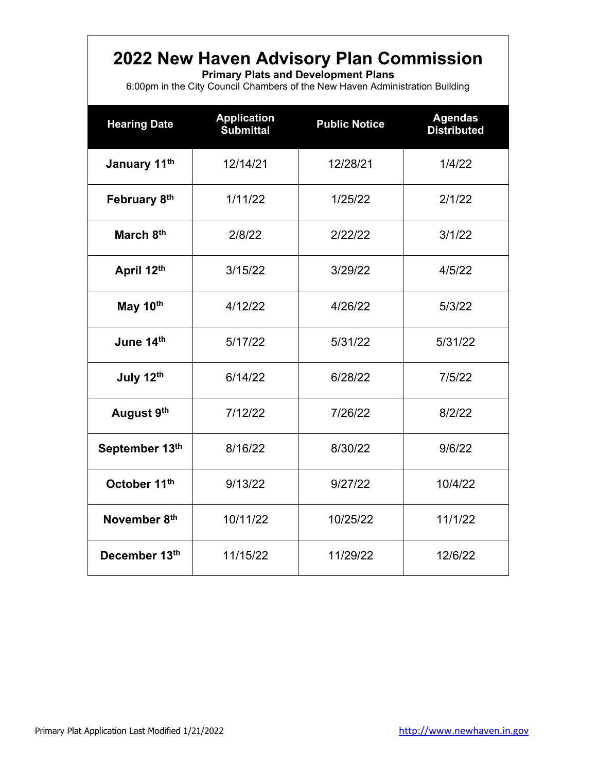# 2022 New Haven Advisory Plan Commission

**Primary Plats and Development Plans**

6:00pm in the City Council Chambers of the New Haven Administration Building

| Hearing Date | Application Submittal | Public Notice | Agendas Distributed |
|---|---|---|---|
| **January 11th** | 12/14/21 | 12/28/21 | 1/4/22 |
| **February 8th** | 1/11/22 | 1/25/22 | 2/1/22 |
| **March 8th** | 2/8/22 | 2/22/22 | 3/1/22 |
| **April 12th** | 3/15/22 | 3/29/22 | 4/5/22 |
| **May 10th** | 4/12/22 | 4/26/22 | 5/3/22 |
| **June 14th** | 5/17/22 | 5/31/22 | 5/31/22 |
| **July 12th** | 6/14/22 | 6/28/22 | 7/5/22 |
| **August 9th** | 7/12/22 | 7/26/22 | 8/2/22 |
| **September 13th** | 8/16/22 | 8/30/22 | 9/6/22 |
| **October 11th** | 9/13/22 | 9/27/22 | 10/4/22 |
| **November 8th** | 10/11/22 | 10/25/22 | 11/1/22 |
| **December 13th** | 11/15/22 | 11/29/22 | 12/6/22 |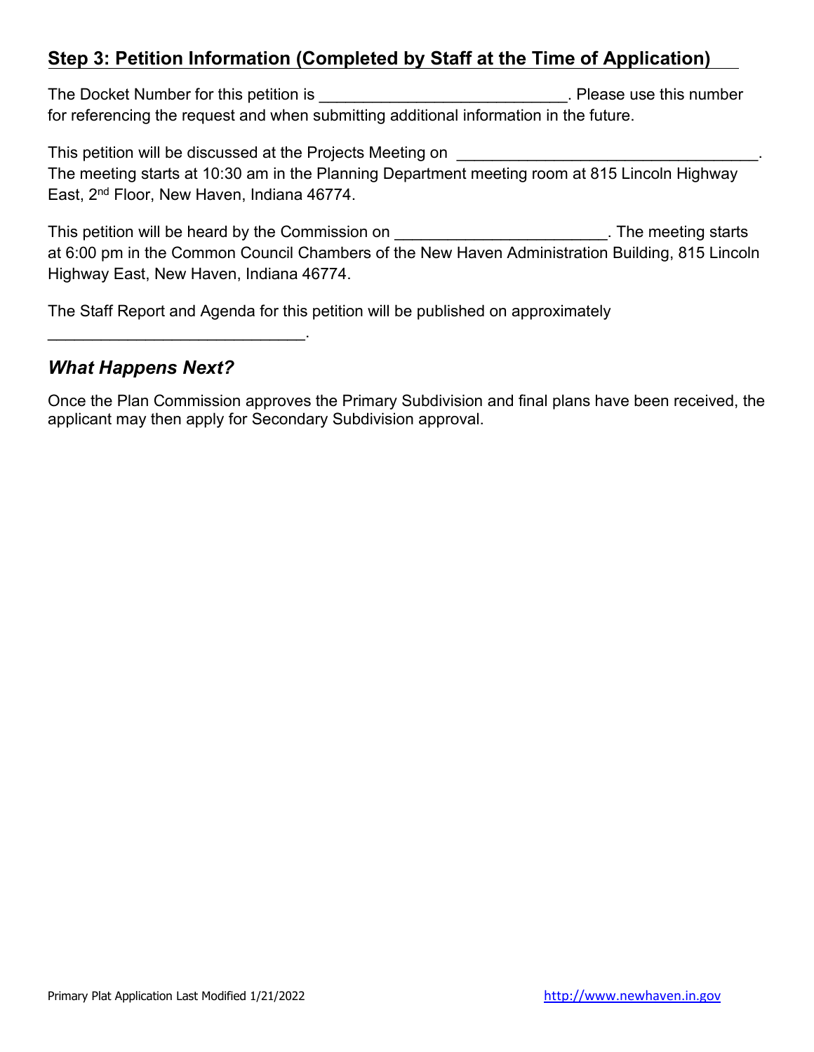## Step 3: Petition Information (Completed by Staff at the Time of Application)

The Docket Number for this petition is ____________________________. Please use this number for referencing the request and when submitting additional information in the future.

This petition will be discussed at the Projects Meeting on ___________________________________. The meeting starts at 10:30 am in the Planning Department meeting room at 815 Lincoln Highway East, 2nd Floor, New Haven, Indiana 46774.

This petition will be heard by the Commission on ________________________. The meeting starts at 6:00 pm in the Common Council Chambers of the New Haven Administration Building, 815 Lincoln Highway East, New Haven, Indiana 46774.

The Staff Report and Agenda for this petition will be published on approximately _____________________________.

### *What Happens Next?*

Once the Plan Commission approves the Primary Subdivision and final plans have been received, the applicant may then apply for Secondary Subdivision approval.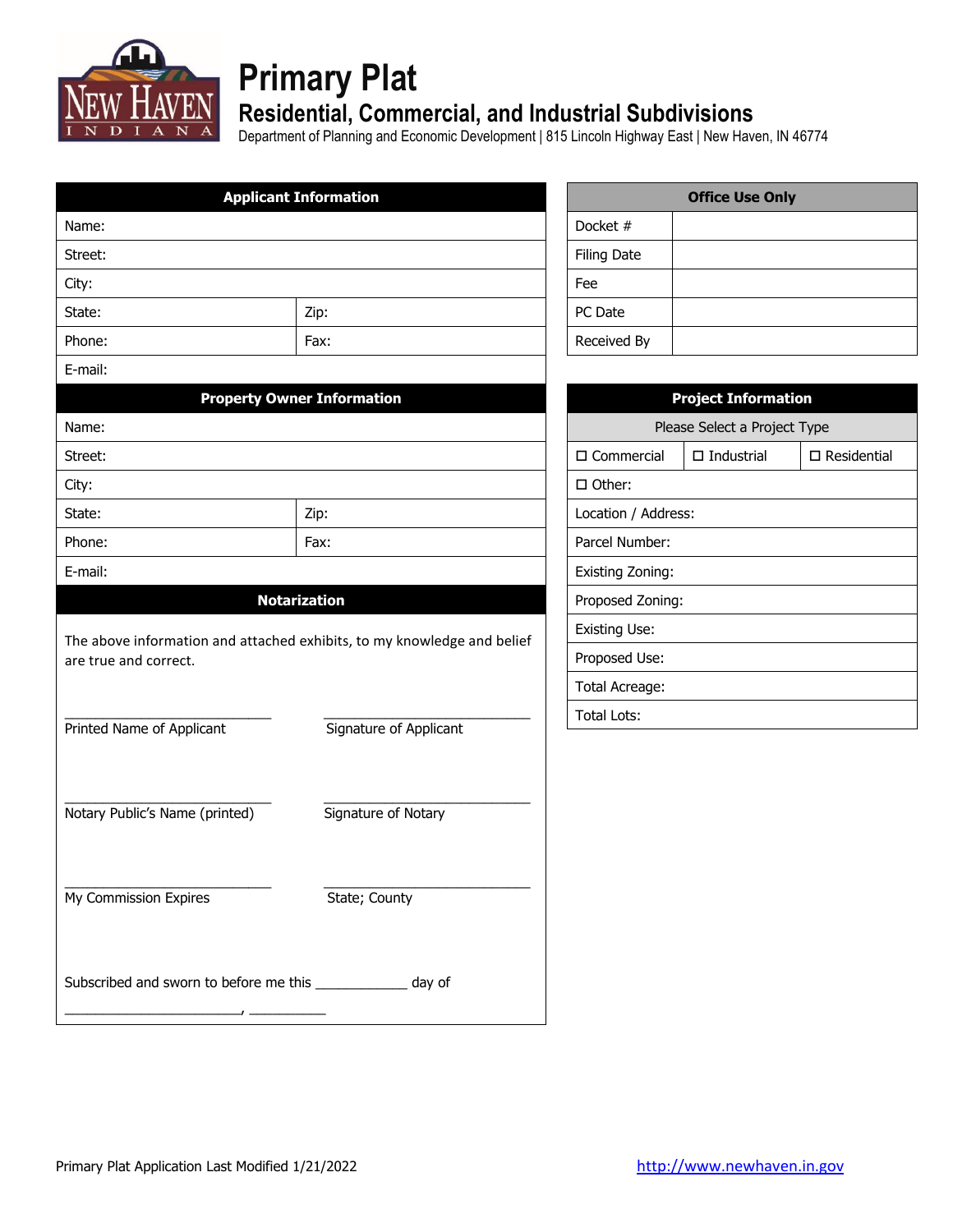# Primary Plat

## Residential, Commercial, and Industrial Subdivisions

Department of Planning and Economic Development | 815 Lincoln Highway East | New Haven, IN 46774

| Applicant Information | |
|---|---|
| Name: | |
| Street: | |
| City: | |
| State: | Zip: |
| Phone: | Fax: |
| E-mail: | |

| Property Owner Information | |
|---|---|
| Name: | |
| Street: | |
| City: | |
| State: | Zip: |
| Phone: | Fax: |
| E-mail: | |

**Notarization**

The above information and attached exhibits, to my knowledge and belief are true and correct.

\_\_\_\_\_\_\_\_\_\_\_\_\_\_\_\_\_\_\_\_\_\_\_\_\_\_ Printed Name of Applicant

\_\_\_\_\_\_\_\_\_\_\_\_\_\_\_\_\_\_\_\_\_\_\_\_\_\_ Signature of Applicant

\_\_\_\_\_\_\_\_\_\_\_\_\_\_\_\_\_\_\_\_\_\_\_\_\_\_ Notary Public's Name (printed)

\_\_\_\_\_\_\_\_\_\_\_\_\_\_\_\_\_\_\_\_\_\_\_\_\_\_ Signature of Notary

\_\_\_\_\_\_\_\_\_\_\_\_\_\_\_\_\_\_\_\_\_\_\_\_\_\_ My Commission Expires

\_\_\_\_\_\_\_\_\_\_\_\_\_\_\_\_\_\_\_\_\_\_\_\_\_\_ State; County

Subscribed and sworn to before me this \_\_\_\_\_\_\_\_\_\_\_\_ day of

\_\_\_\_\_\_\_\_\_\_\_\_\_\_\_\_\_\_\_\_\_\_\_\_, \_\_\_\_\_\_\_\_\_\_

| Office Use Only | |
|---|---|
| Docket # | |
| Filing Date | |
| Fee | |
| PC Date | |
| Received By | |

| Project Information | | |
|---|---|---|
| Please Select a Project Type | | |
| ☐ Commercial | ☐ Industrial | ☐ Residential |
| ☐ Other: | | |
| Location / Address: | | |
| Parcel Number: | | |
| Existing Zoning: | | |
| Proposed Zoning: | | |
| Existing Use: | | |
| Proposed Use: | | |
| Total Acreage: | | |
| Total Lots: | | |

Primary Plat Application Last Modified 1/21/2022

http://www.newhaven.in.gov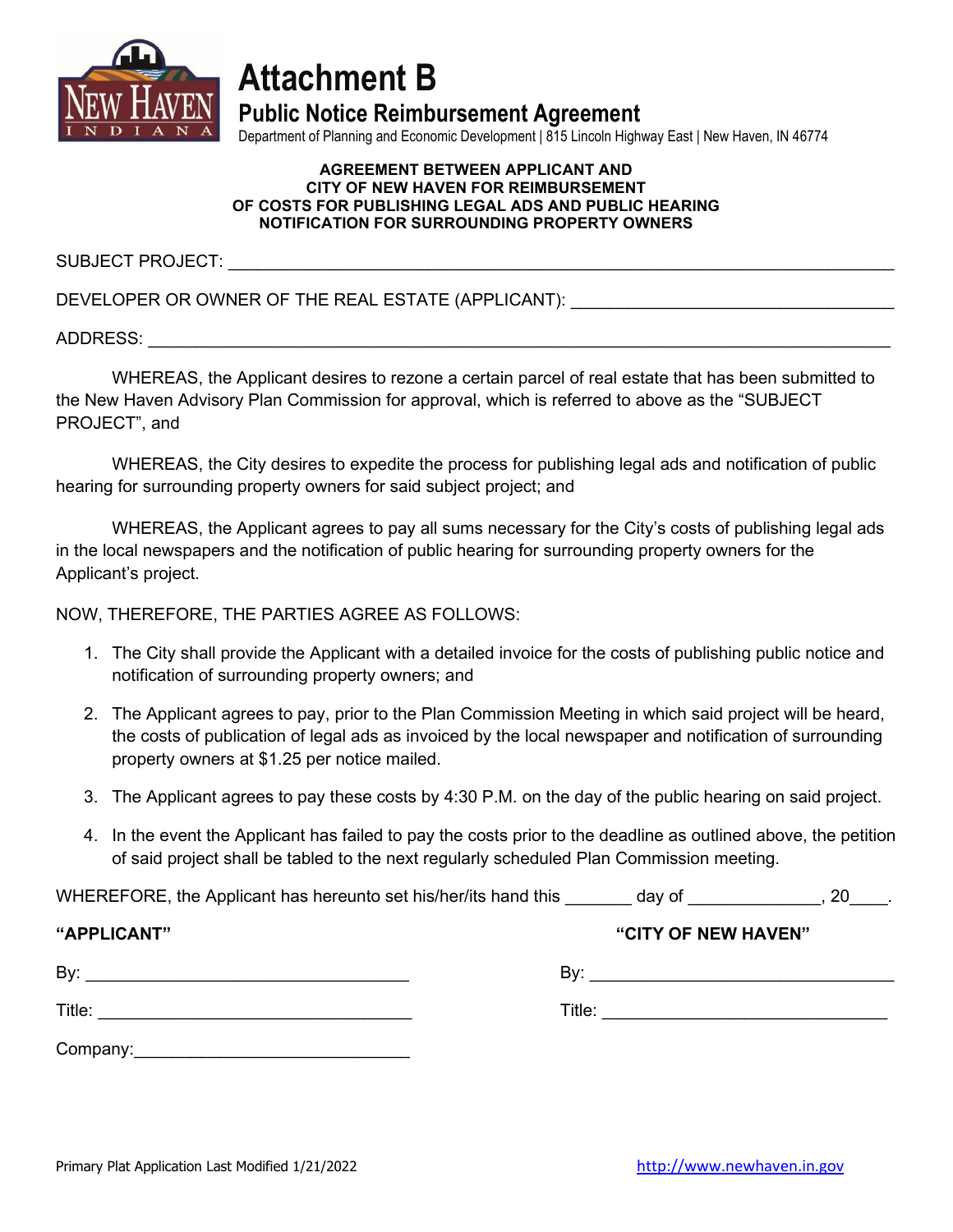# Attachment B

## Public Notice Reimbursement Agreement

Department of Planning and Economic Development | 815 Lincoln Highway East | New Haven, IN 46774

**AGREEMENT BETWEEN APPLICANT AND CITY OF NEW HAVEN FOR REIMBURSEMENT OF COSTS FOR PUBLISHING LEGAL ADS AND PUBLIC HEARING NOTIFICATION FOR SURROUNDING PROPERTY OWNERS**

SUBJECT PROJECT: ______________________________________________________________

DEVELOPER OR OWNER OF THE REAL ESTATE (APPLICANT): ______________________________

ADDRESS: _____________________________________________________________________

WHEREAS, the Applicant desires to rezone a certain parcel of real estate that has been submitted to the New Haven Advisory Plan Commission for approval, which is referred to above as the "SUBJECT PROJECT", and

WHEREAS, the City desires to expedite the process for publishing legal ads and notification of public hearing for surrounding property owners for said subject project; and

WHEREAS, the Applicant agrees to pay all sums necessary for the City's costs of publishing legal ads in the local newspapers and the notification of public hearing for surrounding property owners for the Applicant's project.

NOW, THEREFORE, THE PARTIES AGREE AS FOLLOWS:

1. The City shall provide the Applicant with a detailed invoice for the costs of publishing public notice and notification of surrounding property owners; and
2. The Applicant agrees to pay, prior to the Plan Commission Meeting in which said project will be heard, the costs of publication of legal ads as invoiced by the local newspaper and notification of surrounding property owners at $1.25 per notice mailed.
3. The Applicant agrees to pay these costs by 4:30 P.M. on the day of the public hearing on said project.
4. In the event the Applicant has failed to pay the costs prior to the deadline as outlined above, the petition of said project shall be tabled to the next regularly scheduled Plan Commission meeting.

WHEREFORE, the Applicant has hereunto set his/her/its hand this _______ day of ______________, 20____.

**"APPLICANT"**

By: _________________________________

Title: _________________________________

Company: _____________________________

**"CITY OF NEW HAVEN"**

By: _________________________________

Title: _______________________________

Primary Plat Application Last Modified 1/21/2022

http://www.newhaven.in.gov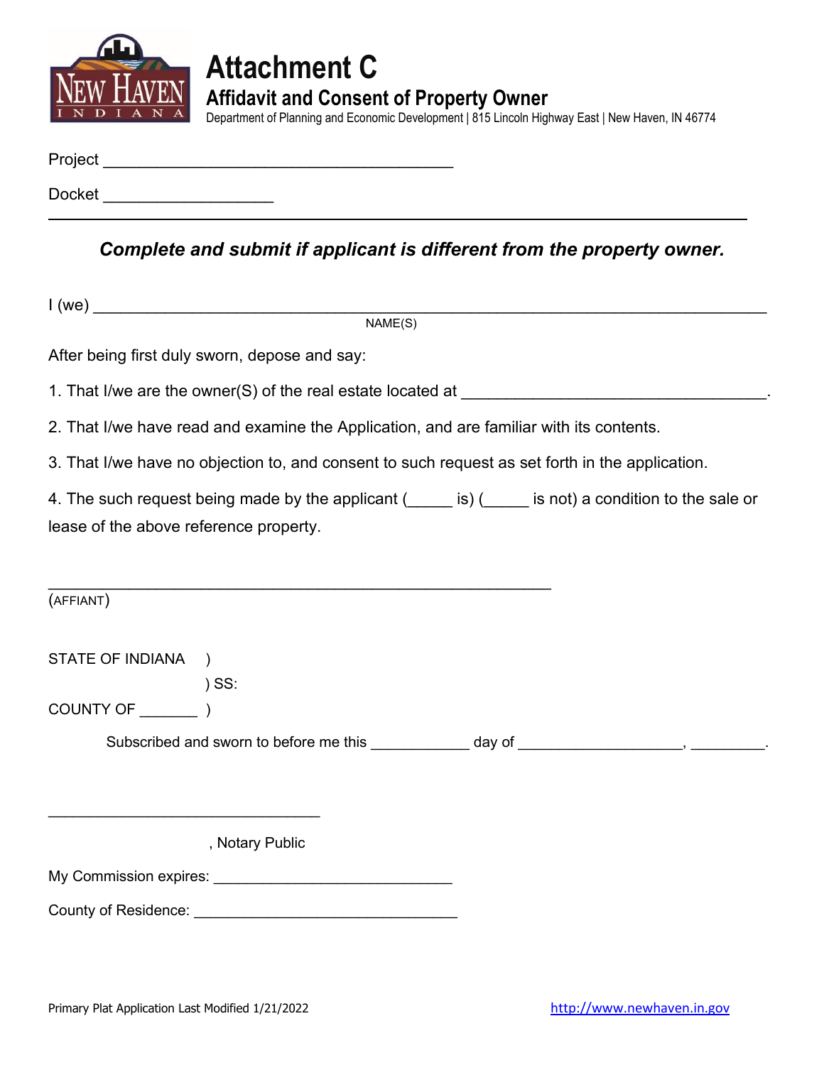# Attachment C

## Affidavit and Consent of Property Owner

Department of Planning and Economic Development | 815 Lincoln Highway East | New Haven, IN 46774

Project ________________________________________

Docket ___________________

---

***Complete and submit if applicant is different from the property owner.***

I (we) ___________________________________________________________________________
NAME(S)

After being first duly sworn, depose and say:

1. That I/we are the owner(S) of the real estate located at ___________________________________.

2. That I/we have read and examine the Application, and are familiar with its contents.

3. That I/we have no objection to, and consent to such request as set forth in the application.

4. The such request being made by the applicant (_____ is) (_____ is not) a condition to the sale or lease of the above reference property.

_________________________________________________________
(AFFIANT)

STATE OF INDIANA )
) SS:
COUNTY OF _______ )

Subscribed and sworn to before me this ___________ day of ___________________, _________.

_______________________________
, Notary Public

My Commission expires: ____________________________

County of Residence: _______________________________

Primary Plat Application Last Modified 1/21/2022

http://www.newhaven.in.gov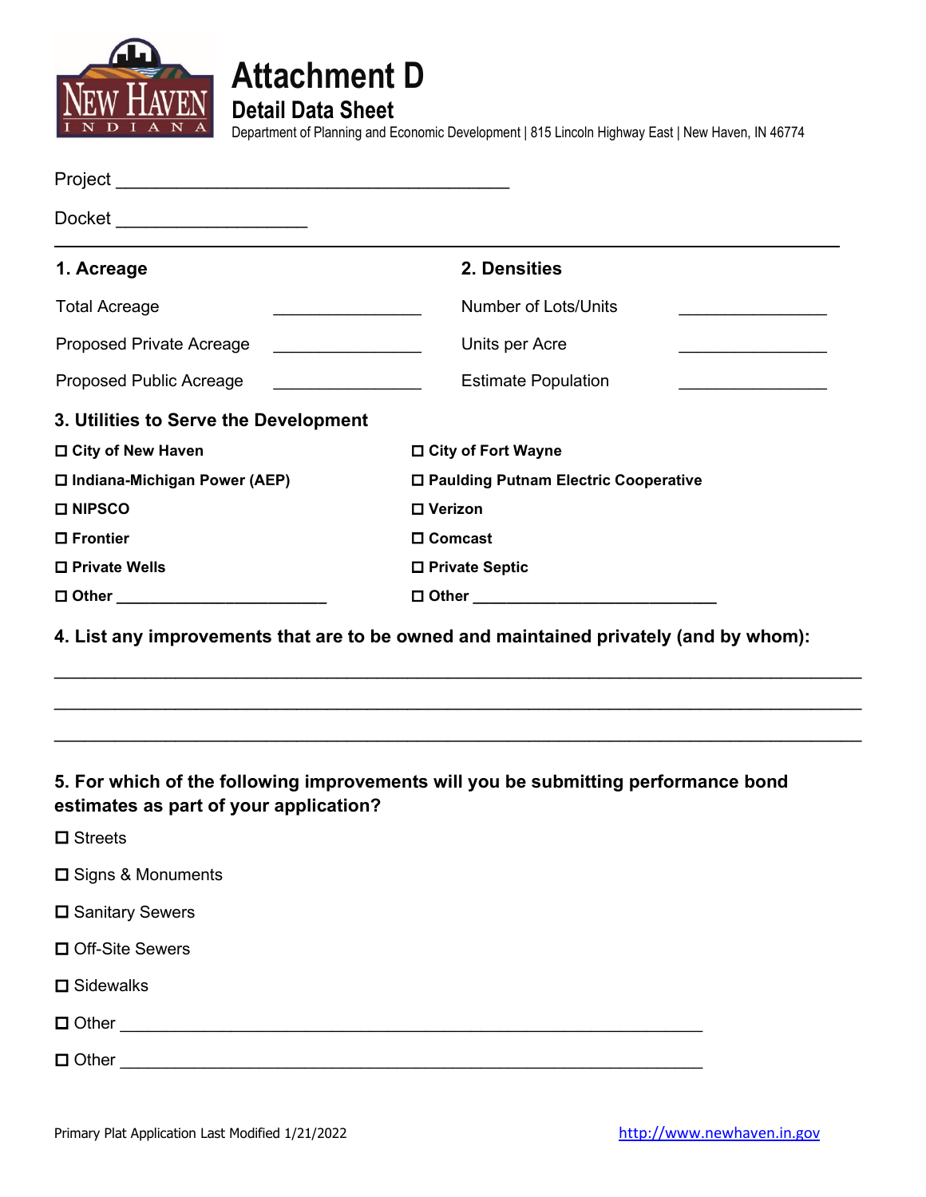# Attachment D

## Detail Data Sheet

Department of Planning and Economic Development | 815 Lincoln Highway East | New Haven, IN 46774

Project ________________________________________

Docket ___________________

---

### 1. Acreage

Total Acreage _______________

Proposed Private Acreage _______________

Proposed Public Acreage _______________

### 2. Densities

Number of Lots/Units _______________

Units per Acre _______________

Estimate Population _______________

### 3. Utilities to Serve the Development

- ☐ **City of New Haven**
- ☐ **City of Fort Wayne**
- ☐ **Indiana-Michigan Power (AEP)**
- ☐ **Paulding Putnam Electric Cooperative**
- ☐ **NIPSCO**
- ☐ **Verizon**
- ☐ **Frontier**
- ☐ **Comcast**
- ☐ **Private Wells**
- ☐ **Private Septic**
- ☐ **Other** ______________________
- ☐ **Other** __________________________

### 4. List any improvements that are to be owned and maintained privately (and by whom):

______________________________________________________________________________

______________________________________________________________________________

______________________________________________________________________________

### 5. For which of the following improvements will you be submitting performance bond estimates as part of your application?

- ☐ Streets
- ☐ Signs & Monuments
- ☐ Sanitary Sewers
- ☐ Off-Site Sewers
- ☐ Sidewalks
- ☐ Other ____________________________________________________________
- ☐ Other ____________________________________________________________

Primary Plat Application Last Modified 1/21/2022 http://www.newhaven.in.gov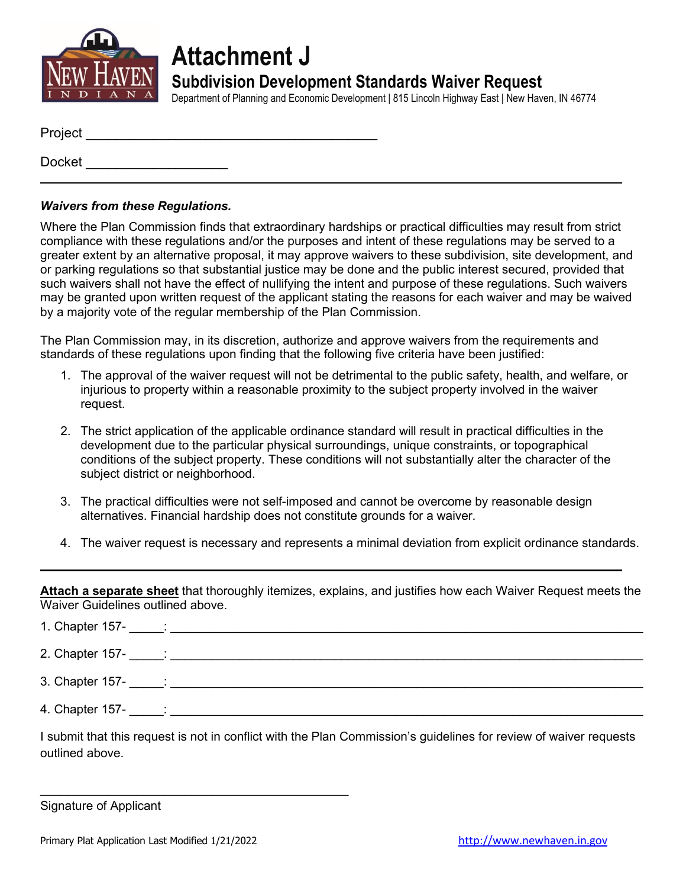# Attachment J

## Subdivision Development Standards Waiver Request

Department of Planning and Economic Development | 815 Lincoln Highway East | New Haven, IN 46774

Project ________________________________________

Docket ___________________

---

***Waivers from these Regulations.***

Where the Plan Commission finds that extraordinary hardships or practical difficulties may result from strict compliance with these regulations and/or the purposes and intent of these regulations may be served to a greater extent by an alternative proposal, it may approve waivers to these subdivision, site development, and or parking regulations so that substantial justice may be done and the public interest secured, provided that such waivers shall not have the effect of nullifying the intent and purpose of these regulations. Such waivers may be granted upon written request of the applicant stating the reasons for each waiver and may be waived by a majority vote of the regular membership of the Plan Commission.

The Plan Commission may, in its discretion, authorize and approve waivers from the requirements and standards of these regulations upon finding that the following five criteria have been justified:

1. The approval of the waiver request will not be detrimental to the public safety, health, and welfare, or injurious to property within a reasonable proximity to the subject property involved in the waiver request.
2. The strict application of the applicable ordinance standard will result in practical difficulties in the development due to the particular physical surroundings, unique constraints, or topographical conditions of the subject property. These conditions will not substantially alter the character of the subject district or neighborhood.
3. The practical difficulties were not self-imposed and cannot be overcome by reasonable design alternatives. Financial hardship does not constitute grounds for a waiver.
4. The waiver request is necessary and represents a minimal deviation from explicit ordinance standards.

---

**Attach a separate sheet** that thoroughly itemizes, explains, and justifies how each Waiver Request meets the Waiver Guidelines outlined above.

1. Chapter 157- _____: ______________________________________________________________
2. Chapter 157- _____: ______________________________________________________________
3. Chapter 157- _____: ______________________________________________________________
4. Chapter 157- _____: ______________________________________________________________

I submit that this request is not in conflict with the Plan Commission's guidelines for review of waiver requests outlined above.

_____________________________________________

Signature of Applicant

Primary Plat Application Last Modified 1/21/2022 http://www.newhaven.in.gov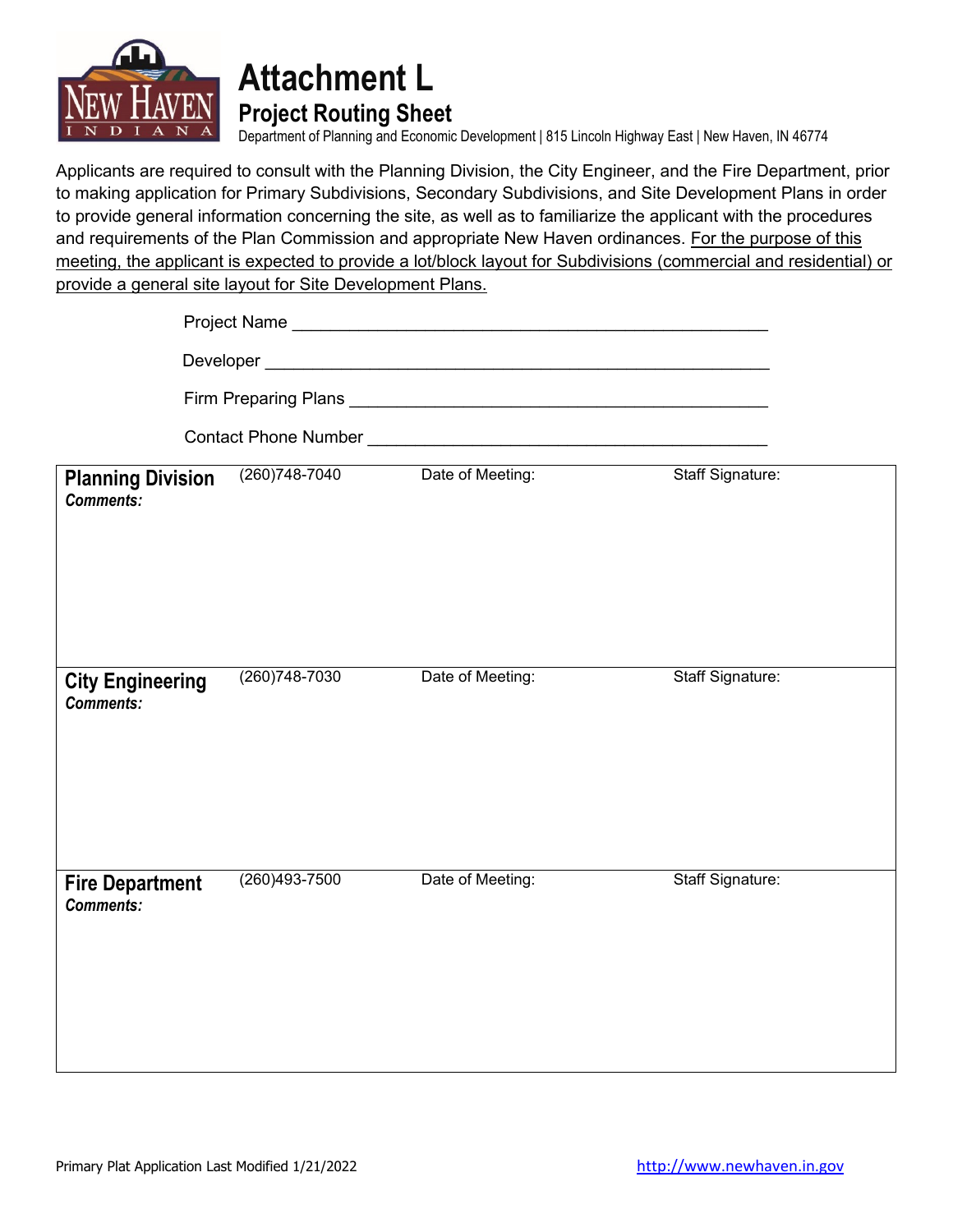# Attachment L

## Project Routing Sheet

Department of Planning and Economic Development | 815 Lincoln Highway East | New Haven, IN 46774

Applicants are required to consult with the Planning Division, the City Engineer, and the Fire Department, prior to making application for Primary Subdivisions, Secondary Subdivisions, and Site Development Plans in order to provide general information concerning the site, as well as to familiarize the applicant with the procedures and requirements of the Plan Commission and appropriate New Haven ordinances. For the purpose of this meeting, the applicant is expected to provide a lot/block layout for Subdivisions (commercial and residential) or provide a general site layout for Site Development Plans.

Project Name ______________________________________________

Developer ________________________________________________

Firm Preparing Plans ________________________________________

Contact Phone Number ______________________________________

| | | | |
|---|---|---|---|
| **Planning Division** *Comments:* | (260)748-7040 | Date of Meeting: | Staff Signature: |
| **City Engineering** *Comments:* | (260)748-7030 | Date of Meeting: | Staff Signature: |
| **Fire Department** *Comments:* | (260)493-7500 | Date of Meeting: | Staff Signature: |

Primary Plat Application Last Modified 1/21/2022 http://www.newhaven.in.gov